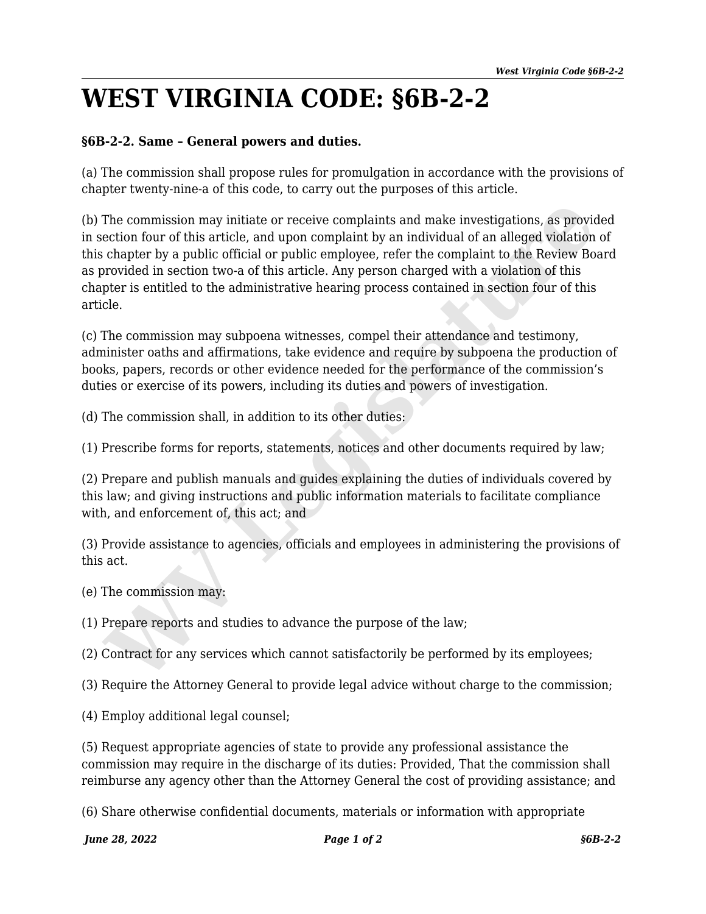# WEST VIRGINIA CODE: §6B-2-2

**§6B-2-2. Same – General powers and duties.**

(a) The commission shall propose rules for promulgation in accordance with the provisions of chapter twenty-nine-a of this code, to carry out the purposes of this article.

(b) The commission may initiate or receive complaints and make investigations, as provided in section four of this article, and upon complaint by an individual of an alleged violation of this chapter by a public official or public employee, refer the complaint to the Review Board as provided in section two-a of this article. Any person charged with a violation of this chapter is entitled to the administrative hearing process contained in section four of this article.

(c) The commission may subpoena witnesses, compel their attendance and testimony, administer oaths and affirmations, take evidence and require by subpoena the production of books, papers, records or other evidence needed for the performance of the commission's duties or exercise of its powers, including its duties and powers of investigation.

(d) The commission shall, in addition to its other duties:

(1) Prescribe forms for reports, statements, notices and other documents required by law;

(2) Prepare and publish manuals and guides explaining the duties of individuals covered by this law; and giving instructions and public information materials to facilitate compliance with, and enforcement of, this act; and

(3) Provide assistance to agencies, officials and employees in administering the provisions of this act.

(e) The commission may:

(1) Prepare reports and studies to advance the purpose of the law;

(2) Contract for any services which cannot satisfactorily be performed by its employees;

(3) Require the Attorney General to provide legal advice without charge to the commission;

(4) Employ additional legal counsel;

(5) Request appropriate agencies of state to provide any professional assistance the commission may require in the discharge of its duties: Provided, That the commission shall reimburse any agency other than the Attorney General the cost of providing assistance; and

(6) Share otherwise confidential documents, materials or information with appropriate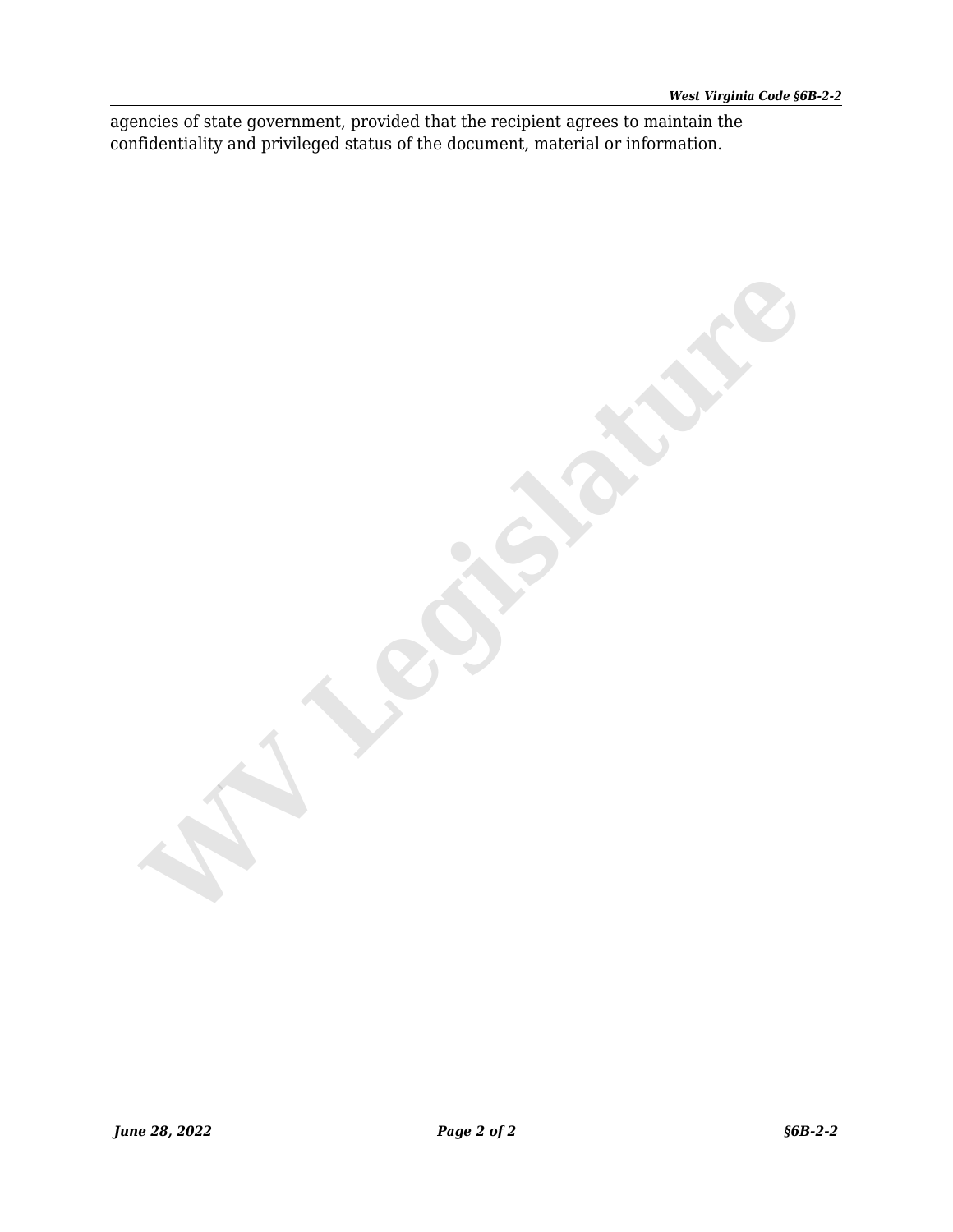agencies of state government, provided that the recipient agrees to maintain the confidentiality and privileged status of the document, material or information.